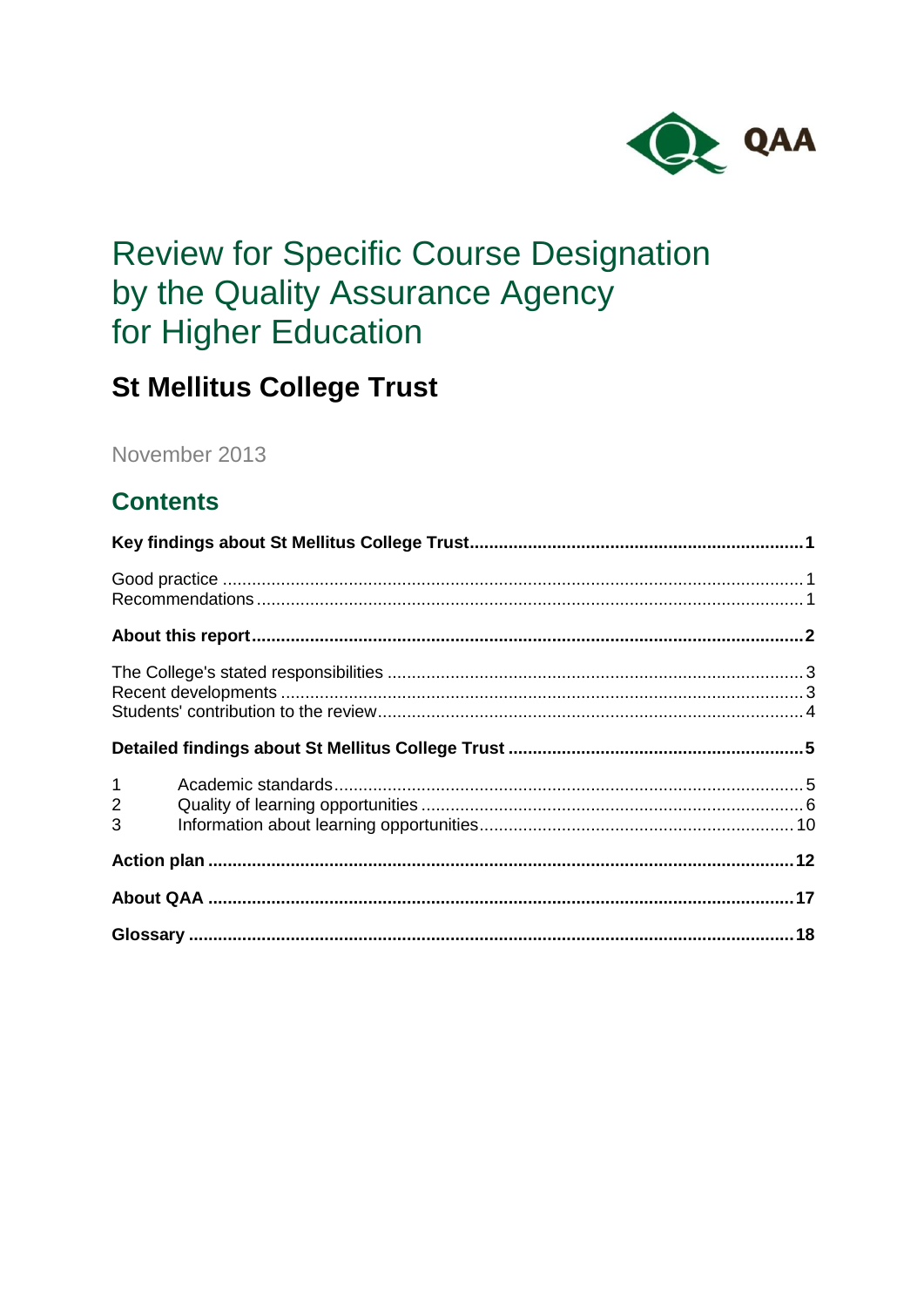QAA

# Review for Specific Course Designation by the Quality Assurance Agency for Higher Education

## St Mellitus College Trust

November 2013

## Contents

**Key findings about St Mellitus College Trust** .......... **1**

Good practice .......... 1
Recommendations .......... 1

**About this report** .......... **2**

The College's stated responsibilities .......... 3
Recent developments .......... 3
Students' contribution to the review .......... 4

**Detailed findings about St Mellitus College Trust** .......... **5**

1 Academic standards .......... 5
2 Quality of learning opportunities .......... 6
3 Information about learning opportunities .......... 10

**Action plan** .......... **12**

**About QAA** .......... **17**

**Glossary** .......... **18**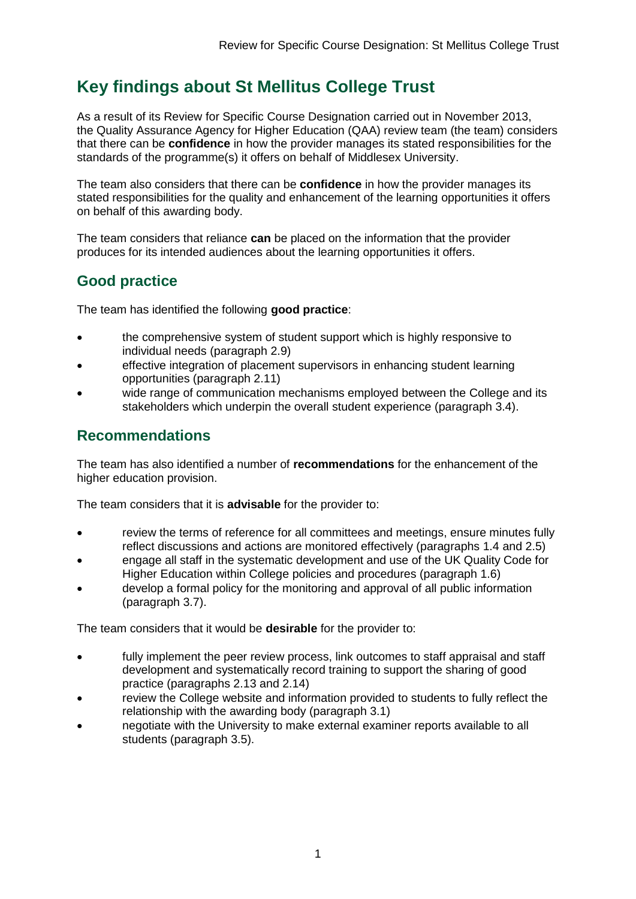# Key findings about St Mellitus College Trust

As a result of its Review for Specific Course Designation carried out in November 2013, the Quality Assurance Agency for Higher Education (QAA) review team (the team) considers that there can be **confidence** in how the provider manages its stated responsibilities for the standards of the programme(s) it offers on behalf of Middlesex University.

The team also considers that there can be **confidence** in how the provider manages its stated responsibilities for the quality and enhancement of the learning opportunities it offers on behalf of this awarding body.

The team considers that reliance **can** be placed on the information that the provider produces for its intended audiences about the learning opportunities it offers.

## Good practice

The team has identified the following **good practice**:

- the comprehensive system of student support which is highly responsive to individual needs (paragraph 2.9)
- effective integration of placement supervisors in enhancing student learning opportunities (paragraph 2.11)
- wide range of communication mechanisms employed between the College and its stakeholders which underpin the overall student experience (paragraph 3.4).

## Recommendations

The team has also identified a number of **recommendations** for the enhancement of the higher education provision.

The team considers that it is **advisable** for the provider to:

- review the terms of reference for all committees and meetings, ensure minutes fully reflect discussions and actions are monitored effectively (paragraphs 1.4 and 2.5)
- engage all staff in the systematic development and use of the UK Quality Code for Higher Education within College policies and procedures (paragraph 1.6)
- develop a formal policy for the monitoring and approval of all public information (paragraph 3.7).

The team considers that it would be **desirable** for the provider to:

- fully implement the peer review process, link outcomes to staff appraisal and staff development and systematically record training to support the sharing of good practice (paragraphs 2.13 and 2.14)
- review the College website and information provided to students to fully reflect the relationship with the awarding body (paragraph 3.1)
- negotiate with the University to make external examiner reports available to all students (paragraph 3.5).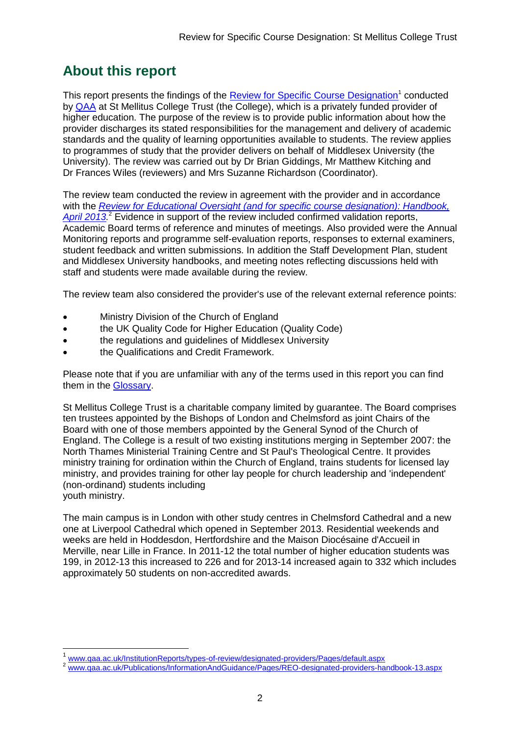## About this report

This report presents the findings of the Review for Specific Course Designation[1] conducted by QAA at St Mellitus College Trust (the College), which is a privately funded provider of higher education. The purpose of the review is to provide public information about how the provider discharges its stated responsibilities for the management and delivery of academic standards and the quality of learning opportunities available to students. The review applies to programmes of study that the provider delivers on behalf of Middlesex University (the University). The review was carried out by Dr Brian Giddings, Mr Matthew Kitching and Dr Frances Wiles (reviewers) and Mrs Suzanne Richardson (Coordinator).

The review team conducted the review in agreement with the provider and in accordance with the *Review for Educational Oversight (and for specific course designation): Handbook, April 2013*.[2] Evidence in support of the review included confirmed validation reports, Academic Board terms of reference and minutes of meetings. Also provided were the Annual Monitoring reports and programme self-evaluation reports, responses to external examiners, student feedback and written submissions. In addition the Staff Development Plan, student and Middlesex University handbooks, and meeting notes reflecting discussions held with staff and students were made available during the review.

The review team also considered the provider's use of the relevant external reference points:

- Ministry Division of the Church of England
- the UK Quality Code for Higher Education (Quality Code)
- the regulations and guidelines of Middlesex University
- the Qualifications and Credit Framework.

Please note that if you are unfamiliar with any of the terms used in this report you can find them in the Glossary.

St Mellitus College Trust is a charitable company limited by guarantee. The Board comprises ten trustees appointed by the Bishops of London and Chelmsford as joint Chairs of the Board with one of those members appointed by the General Synod of the Church of England. The College is a result of two existing institutions merging in September 2007: the North Thames Ministerial Training Centre and St Paul's Theological Centre. It provides ministry training for ordination within the Church of England, trains students for licensed lay ministry, and provides training for other lay people for church leadership and 'independent' (non-ordinand) students including youth ministry.

The main campus is in London with other study centres in Chelmsford Cathedral and a new one at Liverpool Cathedral which opened in September 2013. Residential weekends and weeks are held in Hoddesdon, Hertfordshire and the Maison Diocésaine d'Accueil in Merville, near Lille in France. In 2011-12 the total number of higher education students was 199, in 2012-13 this increased to 226 and for 2013-14 increased again to 332 which includes approximately 50 students on non-accredited awards.

[1] www.qaa.ac.uk/InstitutionReports/types-of-review/designated-providers/Pages/default.aspx
[2] www.qaa.ac.uk/Publications/InformationAndGuidance/Pages/REO-designated-providers-handbook-13.aspx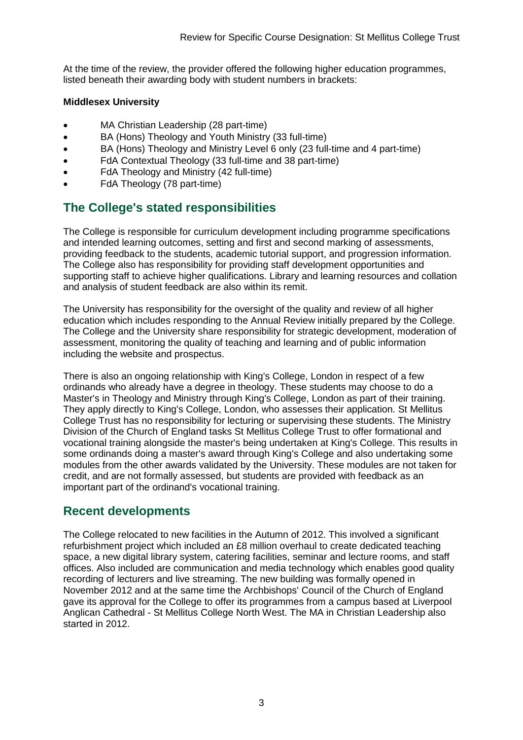At the time of the review, the provider offered the following higher education programmes, listed beneath their awarding body with student numbers in brackets:

**Middlesex University**

- MA Christian Leadership (28 part-time)
- BA (Hons) Theology and Youth Ministry (33 full-time)
- BA (Hons) Theology and Ministry Level 6 only (23 full-time and 4 part-time)
- FdA Contextual Theology (33 full-time and 38 part-time)
- FdA Theology and Ministry (42 full-time)
- FdA Theology (78 part-time)

## The College's stated responsibilities

The College is responsible for curriculum development including programme specifications and intended learning outcomes, setting and first and second marking of assessments, providing feedback to the students, academic tutorial support, and progression information. The College also has responsibility for providing staff development opportunities and supporting staff to achieve higher qualifications. Library and learning resources and collation and analysis of student feedback are also within its remit.

The University has responsibility for the oversight of the quality and review of all higher education which includes responding to the Annual Review initially prepared by the College. The College and the University share responsibility for strategic development, moderation of assessment, monitoring the quality of teaching and learning and of public information including the website and prospectus.

There is also an ongoing relationship with King's College, London in respect of a few ordinands who already have a degree in theology. These students may choose to do a Master's in Theology and Ministry through King's College, London as part of their training. They apply directly to King's College, London, who assesses their application. St Mellitus College Trust has no responsibility for lecturing or supervising these students. The Ministry Division of the Church of England tasks St Mellitus College Trust to offer formational and vocational training alongside the master's being undertaken at King's College. This results in some ordinands doing a master's award through King's College and also undertaking some modules from the other awards validated by the University. These modules are not taken for credit, and are not formally assessed, but students are provided with feedback as an important part of the ordinand's vocational training.

## Recent developments

The College relocated to new facilities in the Autumn of 2012. This involved a significant refurbishment project which included an £8 million overhaul to create dedicated teaching space, a new digital library system, catering facilities, seminar and lecture rooms, and staff offices. Also included are communication and media technology which enables good quality recording of lecturers and live streaming. The new building was formally opened in November 2012 and at the same time the Archbishops' Council of the Church of England gave its approval for the College to offer its programmes from a campus based at Liverpool Anglican Cathedral - St Mellitus College North West. The MA in Christian Leadership also started in 2012.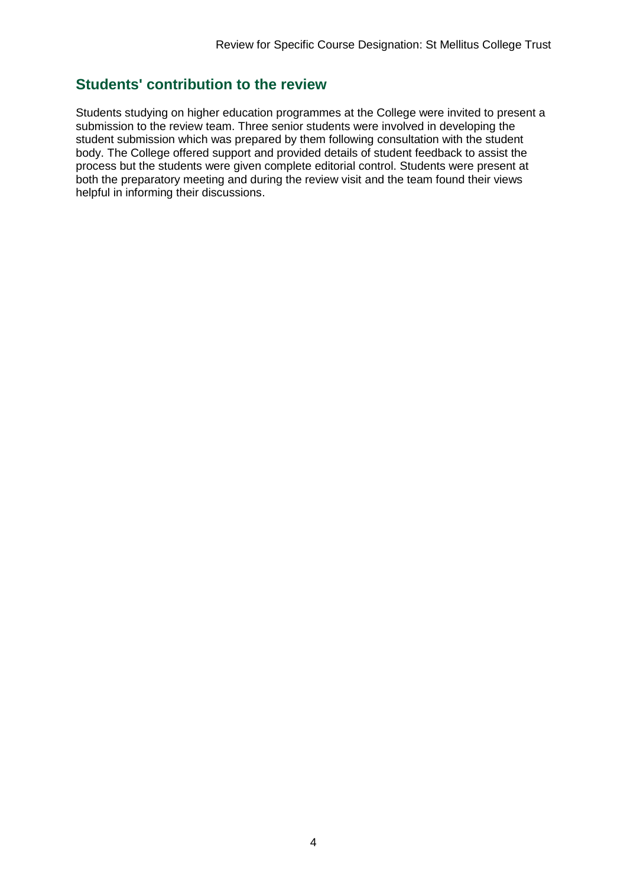## Students' contribution to the review

Students studying on higher education programmes at the College were invited to present a submission to the review team. Three senior students were involved in developing the student submission which was prepared by them following consultation with the student body. The College offered support and provided details of student feedback to assist the process but the students were given complete editorial control. Students were present at both the preparatory meeting and during the review visit and the team found their views helpful in informing their discussions.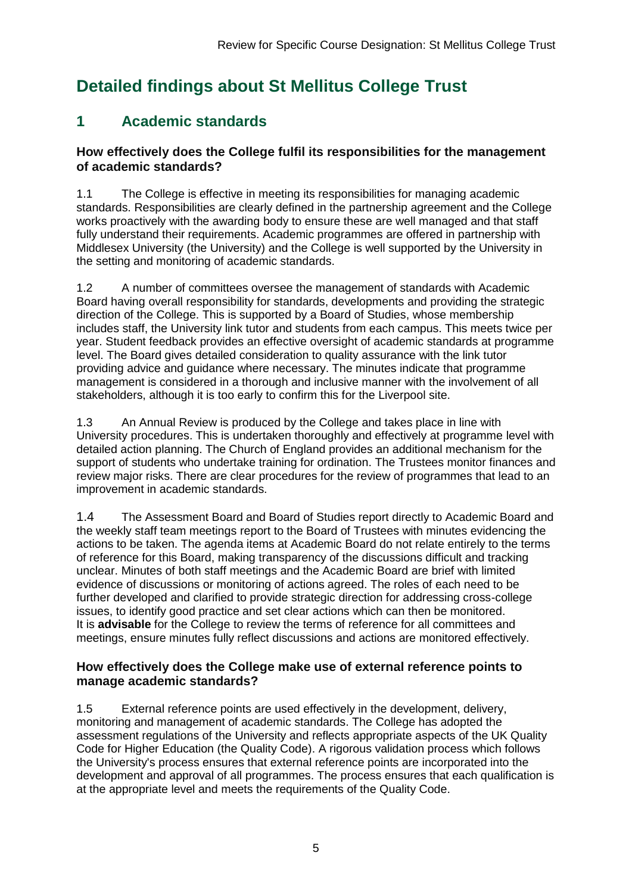# Detailed findings about St Mellitus College Trust

## 1 Academic standards

### How effectively does the College fulfil its responsibilities for the management of academic standards?

1.1 The College is effective in meeting its responsibilities for managing academic standards. Responsibilities are clearly defined in the partnership agreement and the College works proactively with the awarding body to ensure these are well managed and that staff fully understand their requirements. Academic programmes are offered in partnership with Middlesex University (the University) and the College is well supported by the University in the setting and monitoring of academic standards.

1.2 A number of committees oversee the management of standards with Academic Board having overall responsibility for standards, developments and providing the strategic direction of the College. This is supported by a Board of Studies, whose membership includes staff, the University link tutor and students from each campus. This meets twice per year. Student feedback provides an effective oversight of academic standards at programme level. The Board gives detailed consideration to quality assurance with the link tutor providing advice and guidance where necessary. The minutes indicate that programme management is considered in a thorough and inclusive manner with the involvement of all stakeholders, although it is too early to confirm this for the Liverpool site.

1.3 An Annual Review is produced by the College and takes place in line with University procedures. This is undertaken thoroughly and effectively at programme level with detailed action planning. The Church of England provides an additional mechanism for the support of students who undertake training for ordination. The Trustees monitor finances and review major risks. There are clear procedures for the review of programmes that lead to an improvement in academic standards.

1.4 The Assessment Board and Board of Studies report directly to Academic Board and the weekly staff team meetings report to the Board of Trustees with minutes evidencing the actions to be taken. The agenda items at Academic Board do not relate entirely to the terms of reference for this Board, making transparency of the discussions difficult and tracking unclear. Minutes of both staff meetings and the Academic Board are brief with limited evidence of discussions or monitoring of actions agreed. The roles of each need to be further developed and clarified to provide strategic direction for addressing cross-college issues, to identify good practice and set clear actions which can then be monitored. It is **advisable** for the College to review the terms of reference for all committees and meetings, ensure minutes fully reflect discussions and actions are monitored effectively.

### How effectively does the College make use of external reference points to manage academic standards?

1.5 External reference points are used effectively in the development, delivery, monitoring and management of academic standards. The College has adopted the assessment regulations of the University and reflects appropriate aspects of the UK Quality Code for Higher Education (the Quality Code). A rigorous validation process which follows the University's process ensures that external reference points are incorporated into the development and approval of all programmes. The process ensures that each qualification is at the appropriate level and meets the requirements of the Quality Code.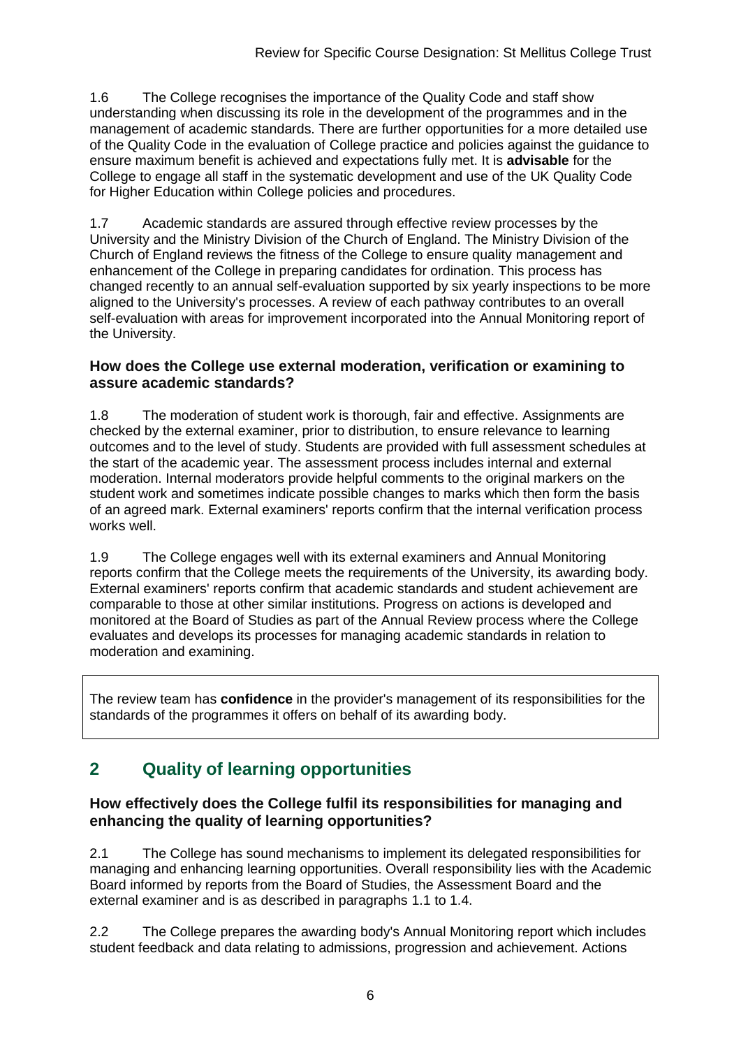1.6 The College recognises the importance of the Quality Code and staff show understanding when discussing its role in the development of the programmes and in the management of academic standards. There are further opportunities for a more detailed use of the Quality Code in the evaluation of College practice and policies against the guidance to ensure maximum benefit is achieved and expectations fully met. It is **advisable** for the College to engage all staff in the systematic development and use of the UK Quality Code for Higher Education within College policies and procedures.

1.7 Academic standards are assured through effective review processes by the University and the Ministry Division of the Church of England. The Ministry Division of the Church of England reviews the fitness of the College to ensure quality management and enhancement of the College in preparing candidates for ordination. This process has changed recently to an annual self-evaluation supported by six yearly inspections to be more aligned to the University's processes. A review of each pathway contributes to an overall self-evaluation with areas for improvement incorporated into the Annual Monitoring report of the University.

### How does the College use external moderation, verification or examining to assure academic standards?

1.8 The moderation of student work is thorough, fair and effective. Assignments are checked by the external examiner, prior to distribution, to ensure relevance to learning outcomes and to the level of study. Students are provided with full assessment schedules at the start of the academic year. The assessment process includes internal and external moderation. Internal moderators provide helpful comments to the original markers on the student work and sometimes indicate possible changes to marks which then form the basis of an agreed mark. External examiners' reports confirm that the internal verification process works well.

1.9 The College engages well with its external examiners and Annual Monitoring reports confirm that the College meets the requirements of the University, its awarding body. External examiners' reports confirm that academic standards and student achievement are comparable to those at other similar institutions. Progress on actions is developed and monitored at the Board of Studies as part of the Annual Review process where the College evaluates and develops its processes for managing academic standards in relation to moderation and examining.

The review team has **confidence** in the provider's management of its responsibilities for the standards of the programmes it offers on behalf of its awarding body.

## 2 Quality of learning opportunities

### How effectively does the College fulfil its responsibilities for managing and enhancing the quality of learning opportunities?

2.1 The College has sound mechanisms to implement its delegated responsibilities for managing and enhancing learning opportunities. Overall responsibility lies with the Academic Board informed by reports from the Board of Studies, the Assessment Board and the external examiner and is as described in paragraphs 1.1 to 1.4.

2.2 The College prepares the awarding body's Annual Monitoring report which includes student feedback and data relating to admissions, progression and achievement. Actions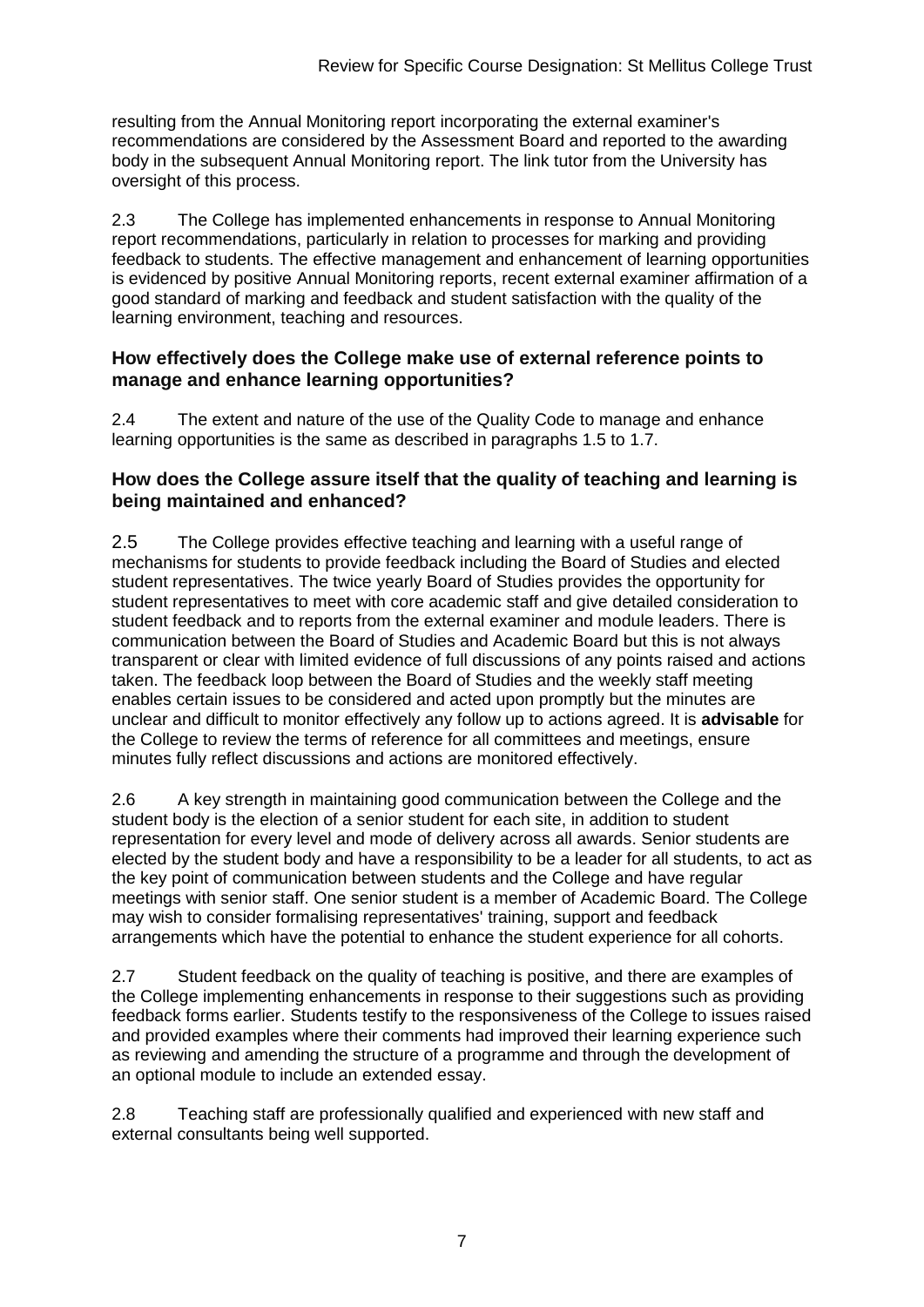resulting from the Annual Monitoring report incorporating the external examiner's recommendations are considered by the Assessment Board and reported to the awarding body in the subsequent Annual Monitoring report. The link tutor from the University has oversight of this process.

2.3 The College has implemented enhancements in response to Annual Monitoring report recommendations, particularly in relation to processes for marking and providing feedback to students. The effective management and enhancement of learning opportunities is evidenced by positive Annual Monitoring reports, recent external examiner affirmation of a good standard of marking and feedback and student satisfaction with the quality of the learning environment, teaching and resources.

### How effectively does the College make use of external reference points to manage and enhance learning opportunities?

2.4 The extent and nature of the use of the Quality Code to manage and enhance learning opportunities is the same as described in paragraphs 1.5 to 1.7.

### How does the College assure itself that the quality of teaching and learning is being maintained and enhanced?

2.5 The College provides effective teaching and learning with a useful range of mechanisms for students to provide feedback including the Board of Studies and elected student representatives. The twice yearly Board of Studies provides the opportunity for student representatives to meet with core academic staff and give detailed consideration to student feedback and to reports from the external examiner and module leaders. There is communication between the Board of Studies and Academic Board but this is not always transparent or clear with limited evidence of full discussions of any points raised and actions taken. The feedback loop between the Board of Studies and the weekly staff meeting enables certain issues to be considered and acted upon promptly but the minutes are unclear and difficult to monitor effectively any follow up to actions agreed. It is **advisable** for the College to review the terms of reference for all committees and meetings, ensure minutes fully reflect discussions and actions are monitored effectively.

2.6 A key strength in maintaining good communication between the College and the student body is the election of a senior student for each site, in addition to student representation for every level and mode of delivery across all awards. Senior students are elected by the student body and have a responsibility to be a leader for all students, to act as the key point of communication between students and the College and have regular meetings with senior staff. One senior student is a member of Academic Board. The College may wish to consider formalising representatives' training, support and feedback arrangements which have the potential to enhance the student experience for all cohorts.

2.7 Student feedback on the quality of teaching is positive, and there are examples of the College implementing enhancements in response to their suggestions such as providing feedback forms earlier. Students testify to the responsiveness of the College to issues raised and provided examples where their comments had improved their learning experience such as reviewing and amending the structure of a programme and through the development of an optional module to include an extended essay.

2.8 Teaching staff are professionally qualified and experienced with new staff and external consultants being well supported.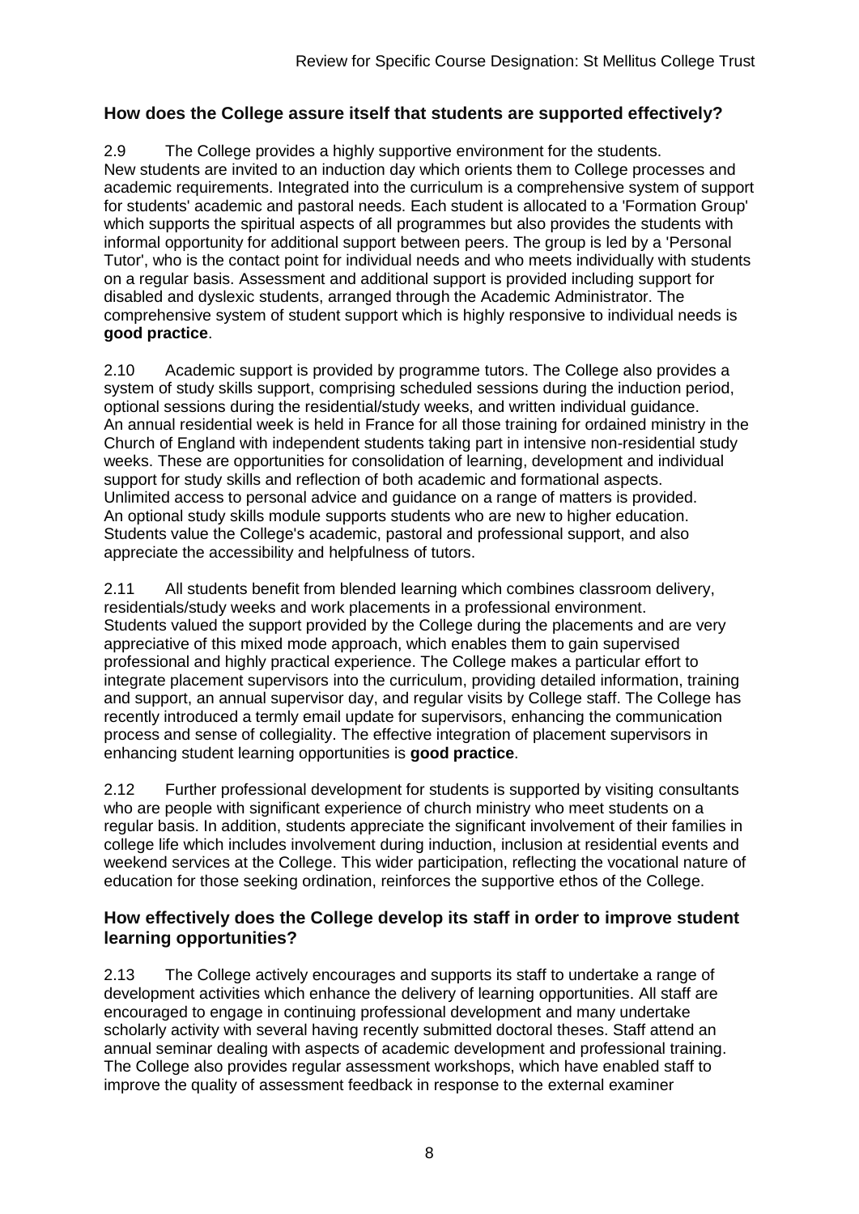### How does the College assure itself that students are supported effectively?

2.9 The College provides a highly supportive environment for the students. New students are invited to an induction day which orients them to College processes and academic requirements. Integrated into the curriculum is a comprehensive system of support for students' academic and pastoral needs. Each student is allocated to a 'Formation Group' which supports the spiritual aspects of all programmes but also provides the students with informal opportunity for additional support between peers. The group is led by a 'Personal Tutor', who is the contact point for individual needs and who meets individually with students on a regular basis. Assessment and additional support is provided including support for disabled and dyslexic students, arranged through the Academic Administrator. The comprehensive system of student support which is highly responsive to individual needs is **good practice**.

2.10 Academic support is provided by programme tutors. The College also provides a system of study skills support, comprising scheduled sessions during the induction period, optional sessions during the residential/study weeks, and written individual guidance. An annual residential week is held in France for all those training for ordained ministry in the Church of England with independent students taking part in intensive non-residential study weeks. These are opportunities for consolidation of learning, development and individual support for study skills and reflection of both academic and formational aspects. Unlimited access to personal advice and guidance on a range of matters is provided. An optional study skills module supports students who are new to higher education. Students value the College's academic, pastoral and professional support, and also appreciate the accessibility and helpfulness of tutors.

2.11 All students benefit from blended learning which combines classroom delivery, residentials/study weeks and work placements in a professional environment. Students valued the support provided by the College during the placements and are very appreciative of this mixed mode approach, which enables them to gain supervised professional and highly practical experience. The College makes a particular effort to integrate placement supervisors into the curriculum, providing detailed information, training and support, an annual supervisor day, and regular visits by College staff. The College has recently introduced a termly email update for supervisors, enhancing the communication process and sense of collegiality. The effective integration of placement supervisors in enhancing student learning opportunities is **good practice**.

2.12 Further professional development for students is supported by visiting consultants who are people with significant experience of church ministry who meet students on a regular basis. In addition, students appreciate the significant involvement of their families in college life which includes involvement during induction, inclusion at residential events and weekend services at the College. This wider participation, reflecting the vocational nature of education for those seeking ordination, reinforces the supportive ethos of the College.

### How effectively does the College develop its staff in order to improve student learning opportunities?

2.13 The College actively encourages and supports its staff to undertake a range of development activities which enhance the delivery of learning opportunities. All staff are encouraged to engage in continuing professional development and many undertake scholarly activity with several having recently submitted doctoral theses. Staff attend an annual seminar dealing with aspects of academic development and professional training. The College also provides regular assessment workshops, which have enabled staff to improve the quality of assessment feedback in response to the external examiner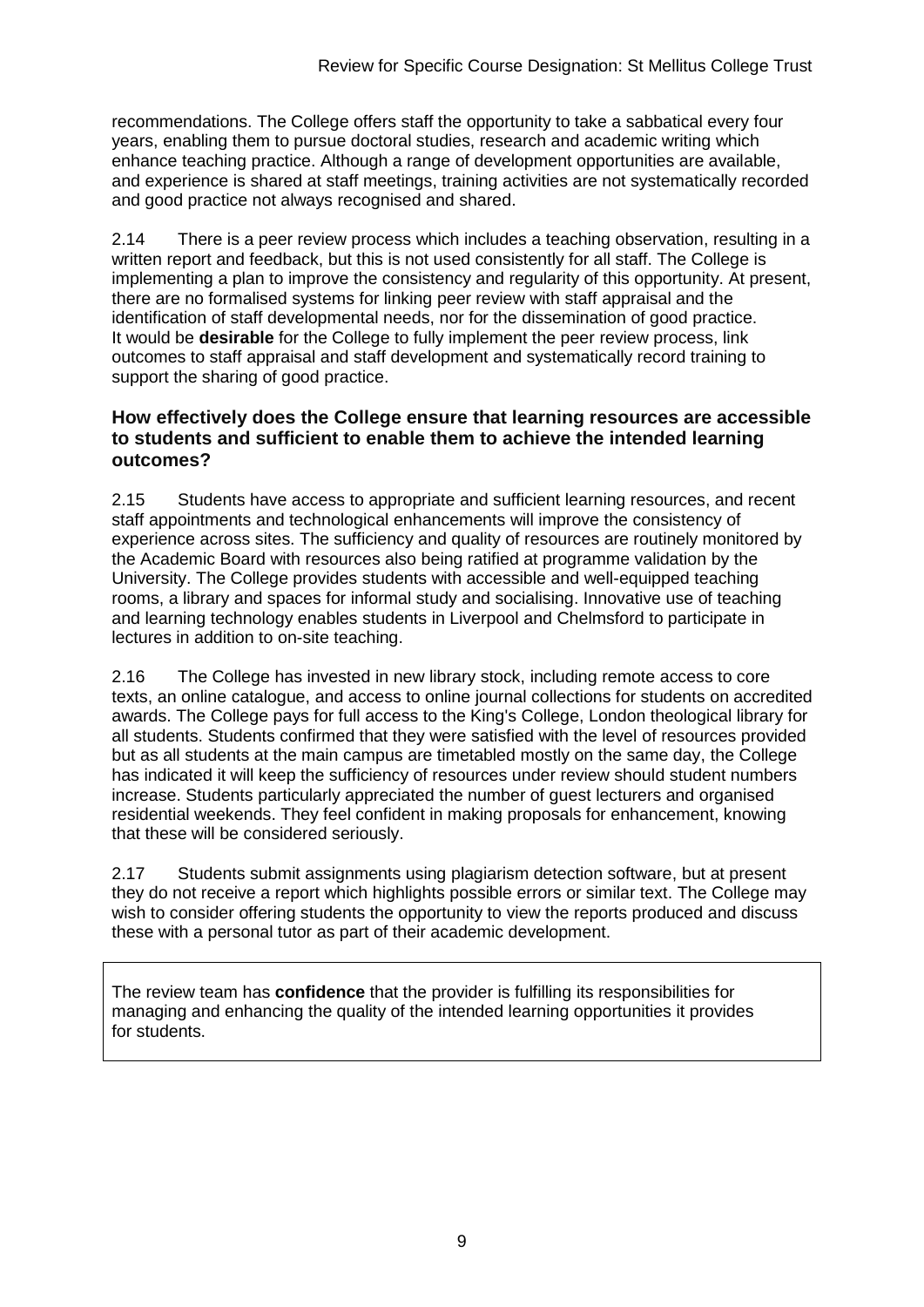recommendations. The College offers staff the opportunity to take a sabbatical every four years, enabling them to pursue doctoral studies, research and academic writing which enhance teaching practice. Although a range of development opportunities are available, and experience is shared at staff meetings, training activities are not systematically recorded and good practice not always recognised and shared.

2.14 There is a peer review process which includes a teaching observation, resulting in a written report and feedback, but this is not used consistently for all staff. The College is implementing a plan to improve the consistency and regularity of this opportunity. At present, there are no formalised systems for linking peer review with staff appraisal and the identification of staff developmental needs, nor for the dissemination of good practice. It would be **desirable** for the College to fully implement the peer review process, link outcomes to staff appraisal and staff development and systematically record training to support the sharing of good practice.

### How effectively does the College ensure that learning resources are accessible to students and sufficient to enable them to achieve the intended learning outcomes?

2.15 Students have access to appropriate and sufficient learning resources, and recent staff appointments and technological enhancements will improve the consistency of experience across sites. The sufficiency and quality of resources are routinely monitored by the Academic Board with resources also being ratified at programme validation by the University. The College provides students with accessible and well-equipped teaching rooms, a library and spaces for informal study and socialising. Innovative use of teaching and learning technology enables students in Liverpool and Chelmsford to participate in lectures in addition to on-site teaching.

2.16 The College has invested in new library stock, including remote access to core texts, an online catalogue, and access to online journal collections for students on accredited awards. The College pays for full access to the King's College, London theological library for all students. Students confirmed that they were satisfied with the level of resources provided but as all students at the main campus are timetabled mostly on the same day, the College has indicated it will keep the sufficiency of resources under review should student numbers increase. Students particularly appreciated the number of guest lecturers and organised residential weekends. They feel confident in making proposals for enhancement, knowing that these will be considered seriously.

2.17 Students submit assignments using plagiarism detection software, but at present they do not receive a report which highlights possible errors or similar text. The College may wish to consider offering students the opportunity to view the reports produced and discuss these with a personal tutor as part of their academic development.

The review team has **confidence** that the provider is fulfilling its responsibilities for managing and enhancing the quality of the intended learning opportunities it provides for students.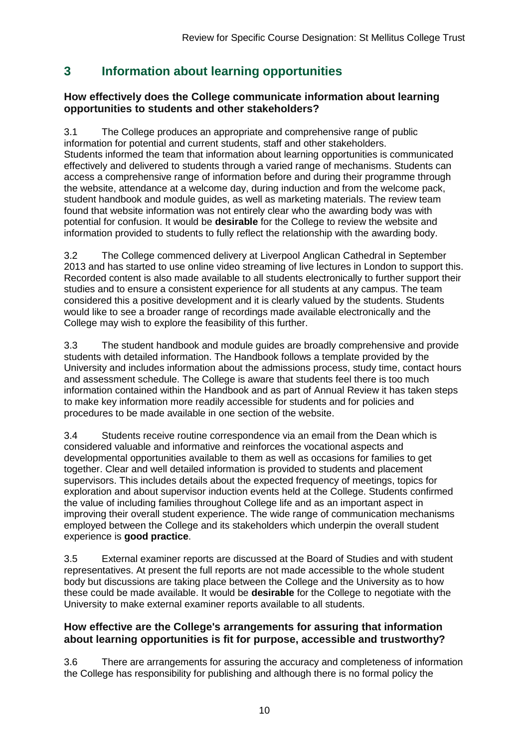## 3 Information about learning opportunities

### How effectively does the College communicate information about learning opportunities to students and other stakeholders?

3.1 The College produces an appropriate and comprehensive range of public information for potential and current students, staff and other stakeholders. Students informed the team that information about learning opportunities is communicated effectively and delivered to students through a varied range of mechanisms. Students can access a comprehensive range of information before and during their programme through the website, attendance at a welcome day, during induction and from the welcome pack, student handbook and module guides, as well as marketing materials. The review team found that website information was not entirely clear who the awarding body was with potential for confusion. It would be **desirable** for the College to review the website and information provided to students to fully reflect the relationship with the awarding body.

3.2 The College commenced delivery at Liverpool Anglican Cathedral in September 2013 and has started to use online video streaming of live lectures in London to support this. Recorded content is also made available to all students electronically to further support their studies and to ensure a consistent experience for all students at any campus. The team considered this a positive development and it is clearly valued by the students. Students would like to see a broader range of recordings made available electronically and the College may wish to explore the feasibility of this further.

3.3 The student handbook and module guides are broadly comprehensive and provide students with detailed information. The Handbook follows a template provided by the University and includes information about the admissions process, study time, contact hours and assessment schedule. The College is aware that students feel there is too much information contained within the Handbook and as part of Annual Review it has taken steps to make key information more readily accessible for students and for policies and procedures to be made available in one section of the website.

3.4 Students receive routine correspondence via an email from the Dean which is considered valuable and informative and reinforces the vocational aspects and developmental opportunities available to them as well as occasions for families to get together. Clear and well detailed information is provided to students and placement supervisors. This includes details about the expected frequency of meetings, topics for exploration and about supervisor induction events held at the College. Students confirmed the value of including families throughout College life and as an important aspect in improving their overall student experience. The wide range of communication mechanisms employed between the College and its stakeholders which underpin the overall student experience is **good practice**.

3.5 External examiner reports are discussed at the Board of Studies and with student representatives. At present the full reports are not made accessible to the whole student body but discussions are taking place between the College and the University as to how these could be made available. It would be **desirable** for the College to negotiate with the University to make external examiner reports available to all students.

### How effective are the College's arrangements for assuring that information about learning opportunities is fit for purpose, accessible and trustworthy?

3.6 There are arrangements for assuring the accuracy and completeness of information the College has responsibility for publishing and although there is no formal policy the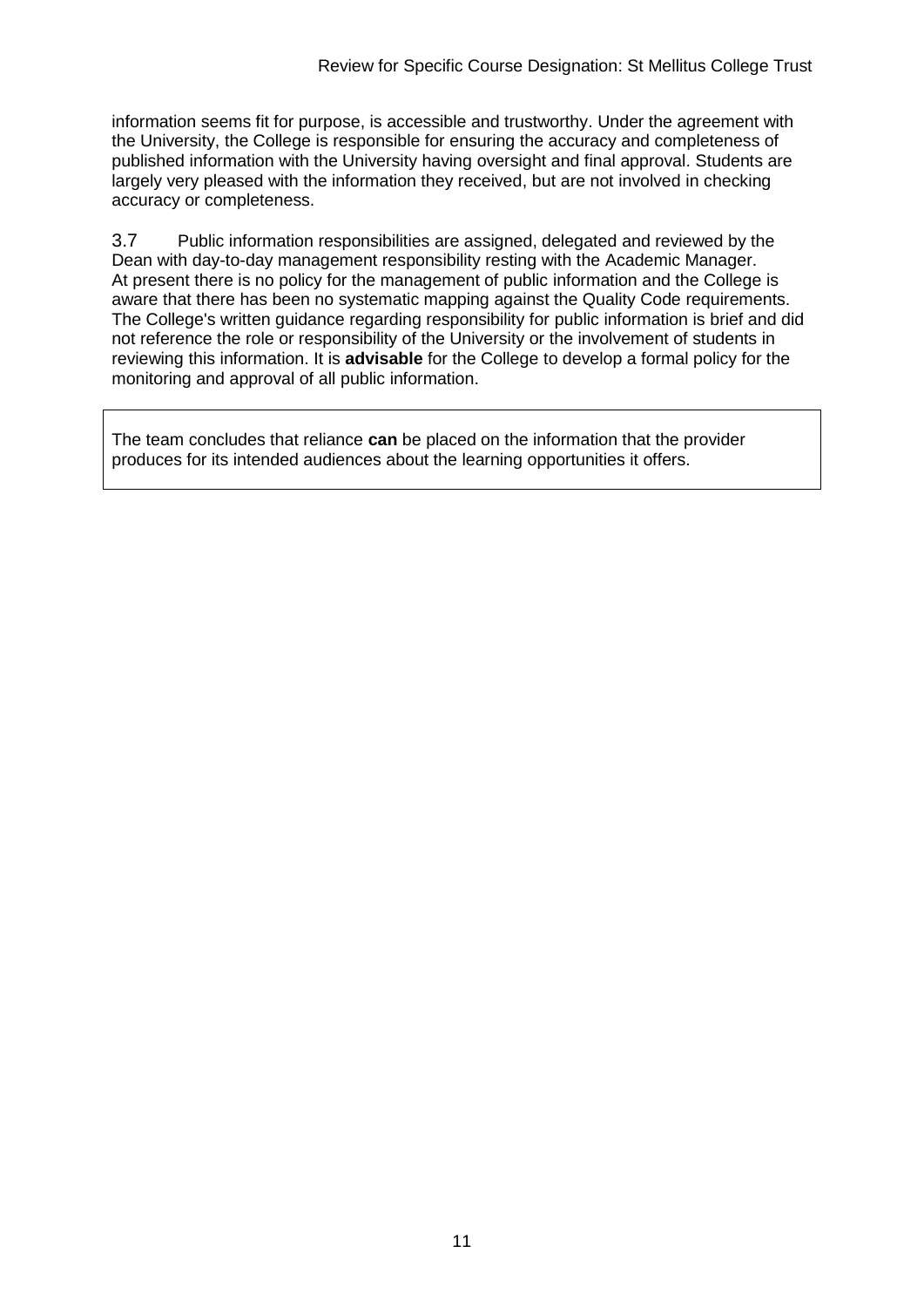information seems fit for purpose, is accessible and trustworthy. Under the agreement with the University, the College is responsible for ensuring the accuracy and completeness of published information with the University having oversight and final approval. Students are largely very pleased with the information they received, but are not involved in checking accuracy or completeness.

3.7 Public information responsibilities are assigned, delegated and reviewed by the Dean with day-to-day management responsibility resting with the Academic Manager. At present there is no policy for the management of public information and the College is aware that there has been no systematic mapping against the Quality Code requirements. The College's written guidance regarding responsibility for public information is brief and did not reference the role or responsibility of the University or the involvement of students in reviewing this information. It is **advisable** for the College to develop a formal policy for the monitoring and approval of all public information.

The team concludes that reliance **can** be placed on the information that the provider produces for its intended audiences about the learning opportunities it offers.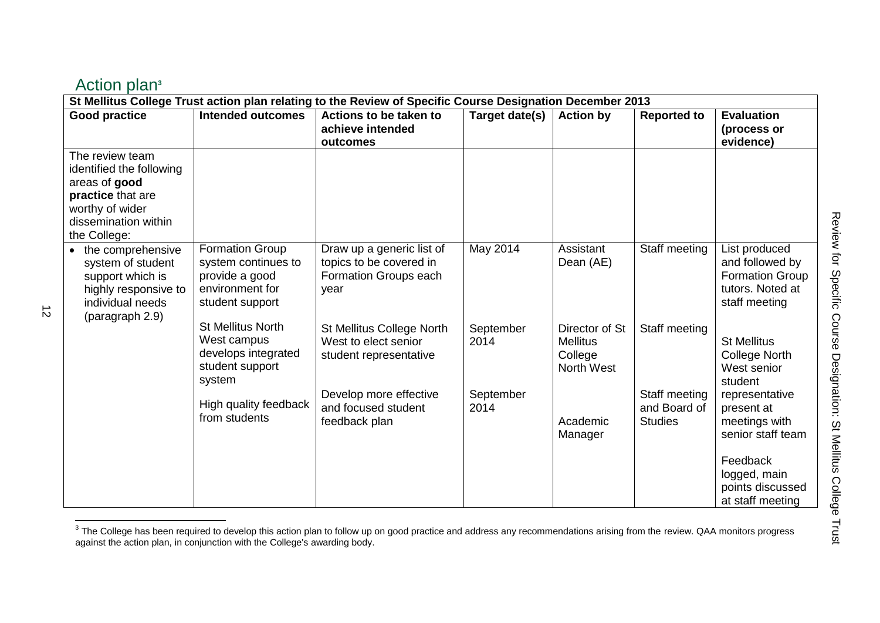## Action plan[3]

| St Mellitus College Trust action plan relating to the Review of Specific Course Designation December 2013 | | | | | | |
|---|---|---|---|---|---|---|
| **Good practice** | **Intended outcomes** | **Actions to be taken to achieve intended outcomes** | **Target date(s)** | **Action by** | **Reported to** | **Evaluation (process or evidence)** |
| The review team identified the following areas of **good practice** that are worthy of wider dissemination within the College: | | | | | | |
| • the comprehensive system of student support which is highly responsive to individual needs (paragraph 2.9) | Formation Group system continues to provide a good environment for student support | Draw up a generic list of topics to be covered in Formation Groups each year | May 2014 | Assistant Dean (AE) | Staff meeting | List produced and followed by Formation Group tutors. Noted at staff meeting |
| | St Mellitus North West campus develops integrated student support system | St Mellitus College North West to elect senior student representative | September 2014 | Director of St Mellitus College North West | Staff meeting | St Mellitus College North West senior student representative present at meetings with senior staff team |
| | High quality feedback from students | Develop more effective and focused student feedback plan | September 2014 | Academic Manager | Staff meeting and Board of Studies | Feedback logged, main points discussed at staff meeting |

[3] The College has been required to develop this action plan to follow up on good practice and address any recommendations arising from the review. QAA monitors progress against the action plan, in conjunction with the College's awarding body.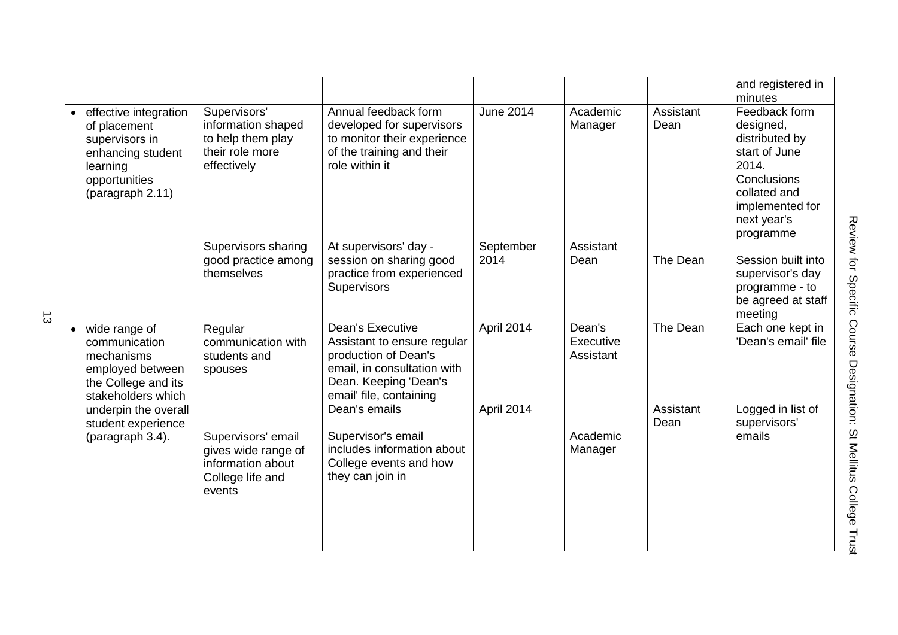|  |  |  |  |  |  | and registered in minutes |
|---|---|---|---|---|---|---|
| • effective integration of placement supervisors in enhancing student learning opportunities (paragraph 2.11) | Supervisors' information shaped to help them play their role more effectively | Annual feedback form developed for supervisors to monitor their experience of the training and their role within it | June 2014 | Academic Manager | Assistant Dean | Feedback form designed, distributed by start of June 2014. Conclusions collated and implemented for next year's programme |
|  | Supervisors sharing good practice among themselves | At supervisors' day - session on sharing good practice from experienced Supervisors | September 2014 | Assistant Dean | The Dean | Session built into supervisor's day programme - to be agreed at staff meeting |
| • wide range of communication mechanisms employed between the College and its stakeholders which underpin the overall student experience (paragraph 3.4). | Regular communication with students and spouses | Dean's Executive Assistant to ensure regular production of Dean's email, in consultation with Dean. Keeping 'Dean's email' file, containing Dean's emails | April 2014 | Dean's Executive Assistant | The Dean | Each one kept in 'Dean's email' file |
|  | Supervisors' email gives wide range of information about College life and events | Supervisor's email includes information about College events and how they can join in | April 2014 | Academic Manager | Assistant Dean | Logged in list of supervisors' emails |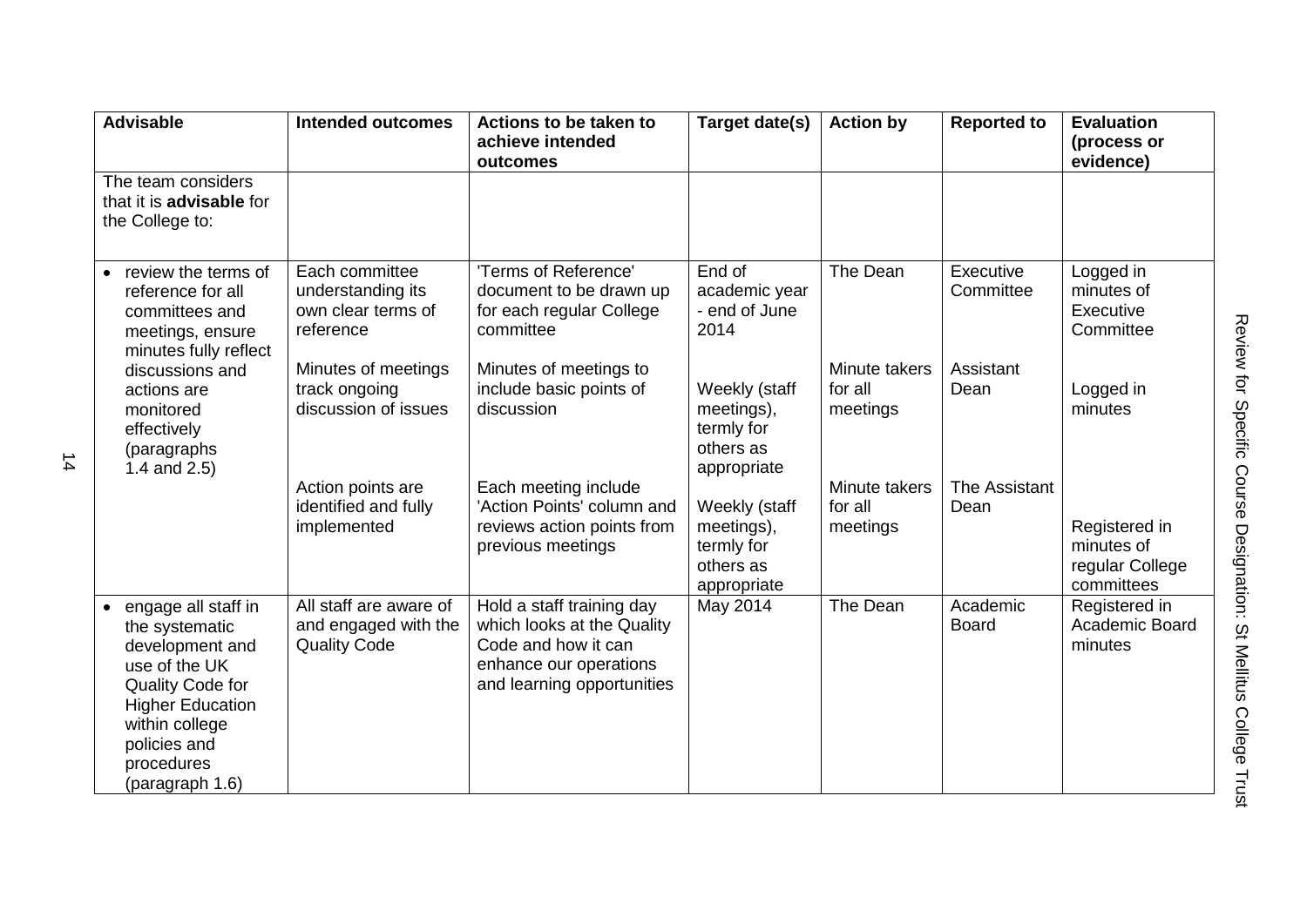| Advisable | Intended outcomes | Actions to be taken to achieve intended outcomes | Target date(s) | Action by | Reported to | Evaluation (process or evidence) |
|---|---|---|---|---|---|---|
| The team considers that it is **advisable** for the College to: | | | | | | |
| • review the terms of reference for all committees and meetings, ensure minutes fully reflect discussions and actions are monitored effectively (paragraphs 1.4 and 2.5) | Each committee understanding its own clear terms of reference | 'Terms of Reference' document to be drawn up for each regular College committee | End of academic year - end of June 2014 | The Dean | Executive Committee | Logged in minutes of Executive Committee |
| | Minutes of meetings track ongoing discussion of issues | Minutes of meetings to include basic points of discussion | Weekly (staff meetings), termly for others as appropriate | Minute takers for all meetings | Assistant Dean | Logged in minutes |
| | Action points are identified and fully implemented | Each meeting include 'Action Points' column and reviews action points from previous meetings | Weekly (staff meetings), termly for others as appropriate | Minute takers for all meetings | The Assistant Dean | Registered in minutes of regular College committees |
| • engage all staff in the systematic development and use of the UK Quality Code for Higher Education within college policies and procedures (paragraph 1.6) | All staff are aware of and engaged with the Quality Code | Hold a staff training day which looks at the Quality Code and how it can enhance our operations and learning opportunities | May 2014 | The Dean | Academic Board | Registered in Academic Board minutes |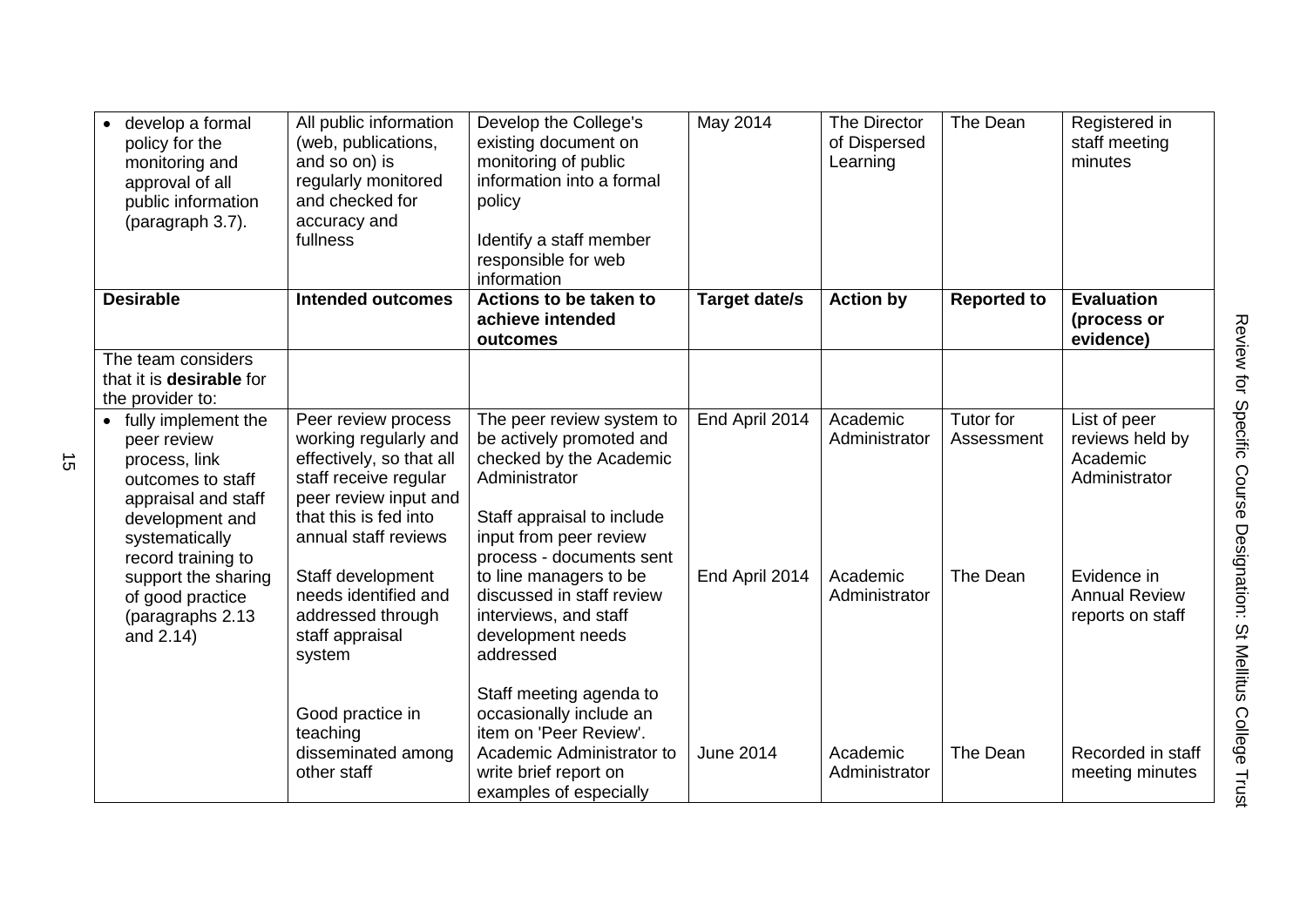| | | | | | | |
|---|---|---|---|---|---|---|
| • develop a formal policy for the monitoring and approval of all public information (paragraph 3.7). | All public information (web, publications, and so on) is regularly monitored and checked for accuracy and fullness | Develop the College's existing document on monitoring of public information into a formal policy<br><br>Identify a staff member responsible for web information | May 2014 | The Director of Dispersed Learning | The Dean | Registered in staff meeting minutes |
| **Desirable** | **Intended outcomes** | **Actions to be taken to achieve intended outcomes** | **Target date/s** | **Action by** | **Reported to** | **Evaluation (process or evidence)** |
| The team considers that it is **desirable** for the provider to: | | | | | | |
| • fully implement the peer review process, link outcomes to staff appraisal and staff development and systematically record training to support the sharing of good practice (paragraphs 2.13 and 2.14) | Peer review process working regularly and effectively, so that all staff receive regular peer review input and that this is fed into annual staff reviews | The peer review system to be actively promoted and checked by the Academic Administrator | End April 2014 | Academic Administrator | Tutor for Assessment | List of peer reviews held by Academic Administrator |
| | Staff development needs identified and addressed through staff appraisal system | Staff appraisal to include input from peer review process - documents sent to line managers to be discussed in staff review interviews, and staff development needs addressed | End April 2014 | Academic Administrator | The Dean | Evidence in Annual Review reports on staff |
| | Good practice in teaching disseminated among other staff | Staff meeting agenda to occasionally include an item on 'Peer Review'. Academic Administrator to write brief report on examples of especially | June 2014 | Academic Administrator | The Dean | Recorded in staff meeting minutes |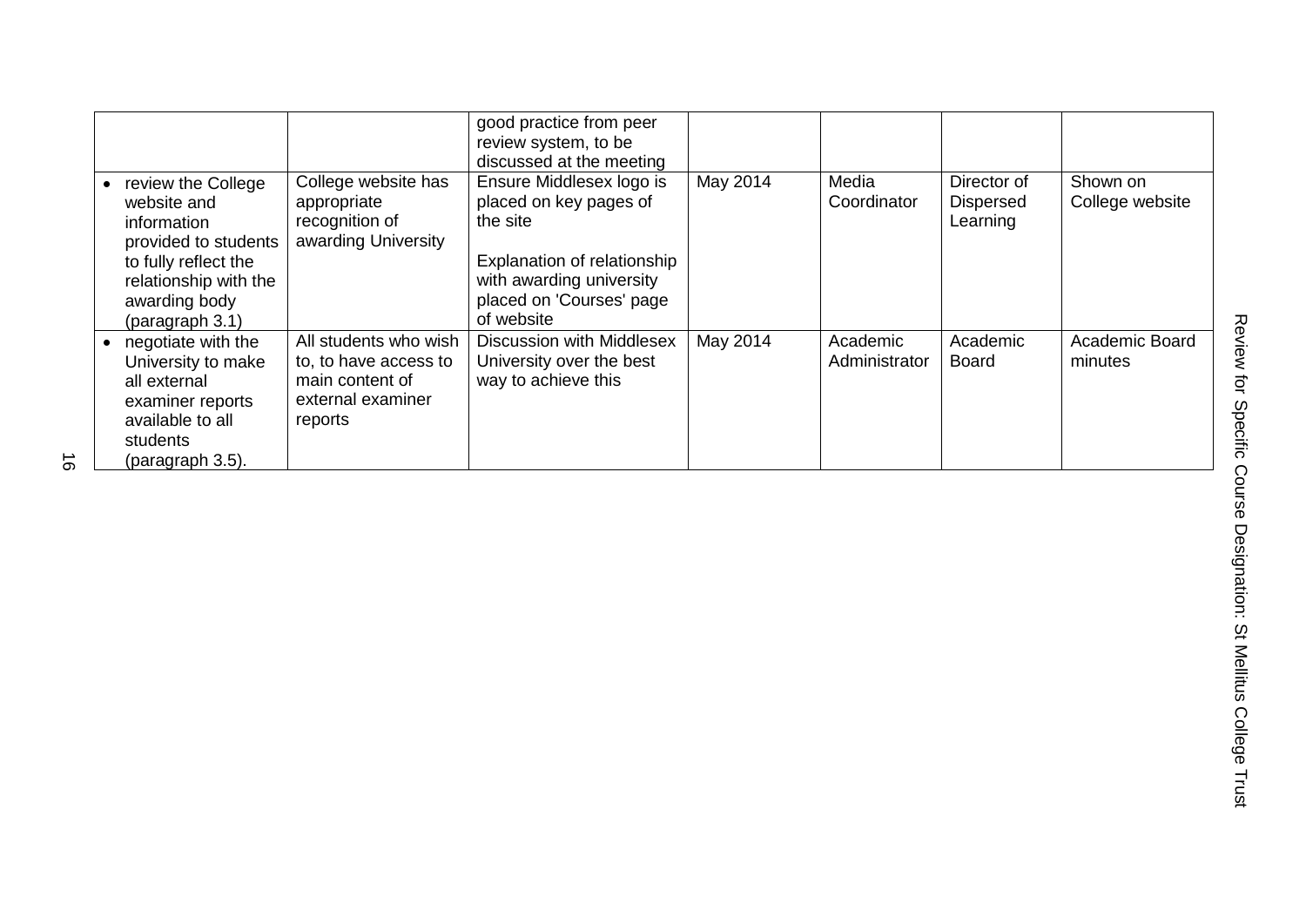| | | | | | | |
|---|---|---|---|---|---|---|
| | | good practice from peer review system, to be discussed at the meeting | | | | |
| • review the College website and information provided to students to fully reflect the relationship with the awarding body (paragraph 3.1) | College website has appropriate recognition of awarding University | Ensure Middlesex logo is placed on key pages of the site<br><br>Explanation of relationship with awarding university placed on 'Courses' page of website | May 2014 | Media Coordinator | Director of Dispersed Learning | Shown on College website |
| • negotiate with the University to make all external examiner reports available to all students (paragraph 3.5). | All students who wish to, to have access to main content of external examiner reports | Discussion with Middlesex University over the best way to achieve this | May 2014 | Academic Administrator | Academic Board | Academic Board minutes |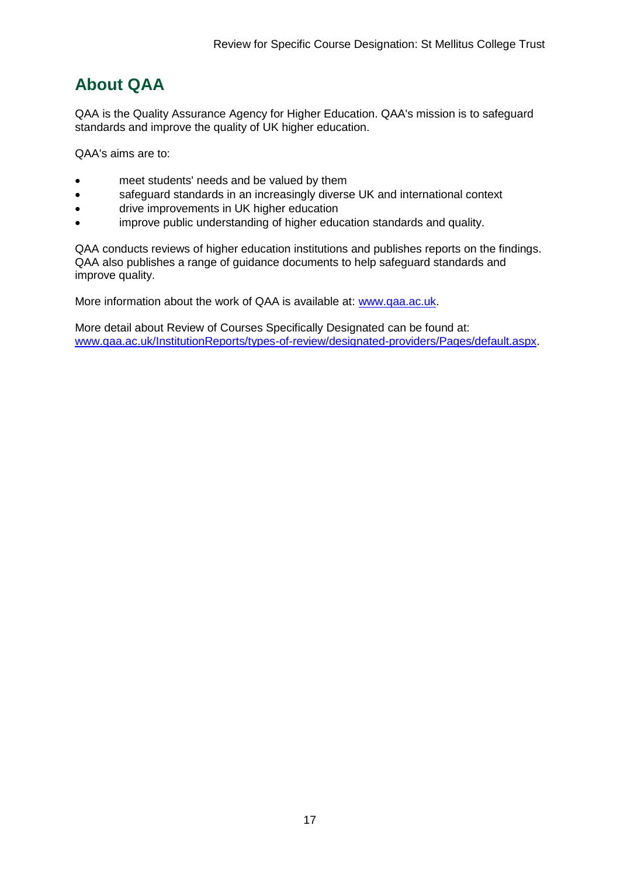## About QAA

QAA is the Quality Assurance Agency for Higher Education. QAA's mission is to safeguard standards and improve the quality of UK higher education.

QAA's aims are to:

- meet students' needs and be valued by them
- safeguard standards in an increasingly diverse UK and international context
- drive improvements in UK higher education
- improve public understanding of higher education standards and quality.

QAA conducts reviews of higher education institutions and publishes reports on the findings. QAA also publishes a range of guidance documents to help safeguard standards and improve quality.

More information about the work of QAA is available at: [www.qaa.ac.uk](http://www.qaa.ac.uk).

More detail about Review of Courses Specifically Designated can be found at: [www.qaa.ac.uk/InstitutionReports/types-of-review/designated-providers/Pages/default.aspx](http://www.qaa.ac.uk/InstitutionReports/types-of-review/designated-providers/Pages/default.aspx).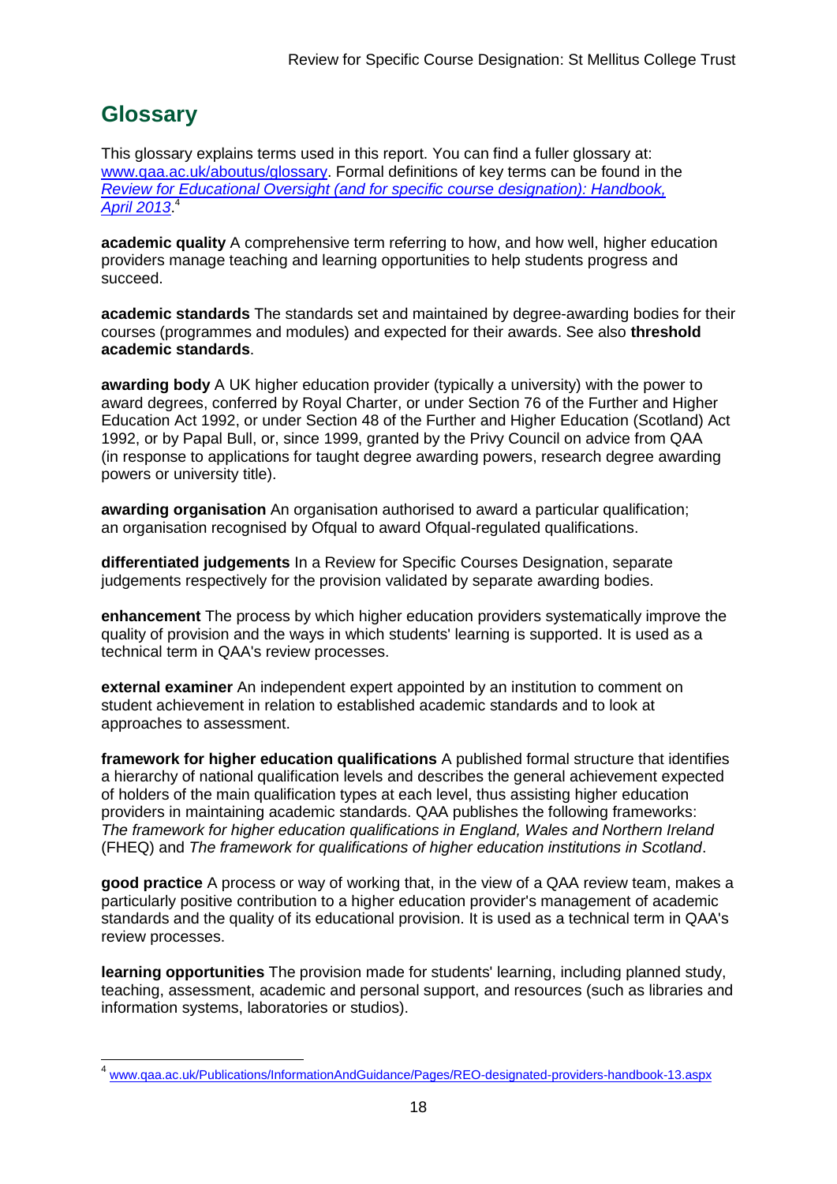## Glossary

This glossary explains terms used in this report. You can find a fuller glossary at: [www.qaa.ac.uk/aboutus/glossary](http://www.qaa.ac.uk/aboutus/glossary). Formal definitions of key terms can be found in the *Review for Educational Oversight (and for specific course designation): Handbook, April 2013*.[4]

**academic quality** A comprehensive term referring to how, and how well, higher education providers manage teaching and learning opportunities to help students progress and succeed.

**academic standards** The standards set and maintained by degree-awarding bodies for their courses (programmes and modules) and expected for their awards. See also **threshold academic standards**.

**awarding body** A UK higher education provider (typically a university) with the power to award degrees, conferred by Royal Charter, or under Section 76 of the Further and Higher Education Act 1992, or under Section 48 of the Further and Higher Education (Scotland) Act 1992, or by Papal Bull, or, since 1999, granted by the Privy Council on advice from QAA (in response to applications for taught degree awarding powers, research degree awarding powers or university title).

**awarding organisation** An organisation authorised to award a particular qualification; an organisation recognised by Ofqual to award Ofqual-regulated qualifications.

**differentiated judgements** In a Review for Specific Courses Designation, separate judgements respectively for the provision validated by separate awarding bodies.

**enhancement** The process by which higher education providers systematically improve the quality of provision and the ways in which students' learning is supported. It is used as a technical term in QAA's review processes.

**external examiner** An independent expert appointed by an institution to comment on student achievement in relation to established academic standards and to look at approaches to assessment.

**framework for higher education qualifications** A published formal structure that identifies a hierarchy of national qualification levels and describes the general achievement expected of holders of the main qualification types at each level, thus assisting higher education providers in maintaining academic standards. QAA publishes the following frameworks: *The framework for higher education qualifications in England, Wales and Northern Ireland* (FHEQ) and *The framework for qualifications of higher education institutions in Scotland*.

**good practice** A process or way of working that, in the view of a QAA review team, makes a particularly positive contribution to a higher education provider's management of academic standards and the quality of its educational provision. It is used as a technical term in QAA's review processes.

**learning opportunities** The provision made for students' learning, including planned study, teaching, assessment, academic and personal support, and resources (such as libraries and information systems, laboratories or studios).

---

[4] [www.qaa.ac.uk/Publications/InformationAndGuidance/Pages/REO-designated-providers-handbook-13.aspx](http://www.qaa.ac.uk/Publications/InformationAndGuidance/Pages/REO-designated-providers-handbook-13.aspx)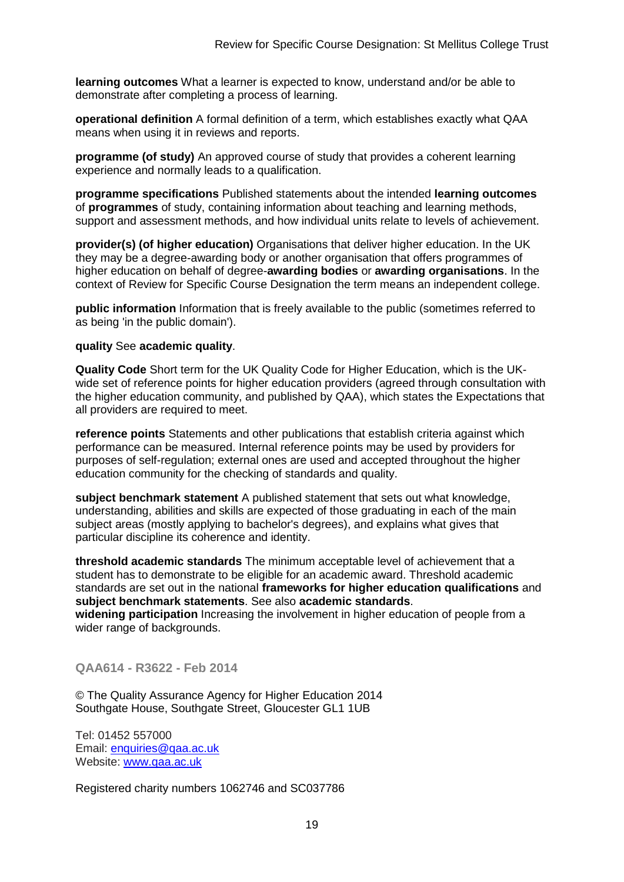**learning outcomes** What a learner is expected to know, understand and/or be able to demonstrate after completing a process of learning.

**operational definition** A formal definition of a term, which establishes exactly what QAA means when using it in reviews and reports.

**programme (of study)** An approved course of study that provides a coherent learning experience and normally leads to a qualification.

**programme specifications** Published statements about the intended **learning outcomes** of **programmes** of study, containing information about teaching and learning methods, support and assessment methods, and how individual units relate to levels of achievement.

**provider(s) (of higher education)** Organisations that deliver higher education. In the UK they may be a degree-awarding body or another organisation that offers programmes of higher education on behalf of degree-**awarding bodies** or **awarding organisations**. In the context of Review for Specific Course Designation the term means an independent college.

**public information** Information that is freely available to the public (sometimes referred to as being 'in the public domain').

**quality** See **academic quality**.

**Quality Code** Short term for the UK Quality Code for Higher Education, which is the UK-wide set of reference points for higher education providers (agreed through consultation with the higher education community, and published by QAA), which states the Expectations that all providers are required to meet.

**reference points** Statements and other publications that establish criteria against which performance can be measured. Internal reference points may be used by providers for purposes of self-regulation; external ones are used and accepted throughout the higher education community for the checking of standards and quality.

**subject benchmark statement** A published statement that sets out what knowledge, understanding, abilities and skills are expected of those graduating in each of the main subject areas (mostly applying to bachelor's degrees), and explains what gives that particular discipline its coherence and identity.

**threshold academic standards** The minimum acceptable level of achievement that a student has to demonstrate to be eligible for an academic award. Threshold academic standards are set out in the national **frameworks for higher education qualifications** and **subject benchmark statements**. See also **academic standards**.

**widening participation** Increasing the involvement in higher education of people from a wider range of backgrounds.

**QAA614 - R3622 - Feb 2014**

© The Quality Assurance Agency for Higher Education 2014
Southgate House, Southgate Street, Gloucester GL1 1UB

Tel: 01452 557000
Email: enquiries@qaa.ac.uk
Website: www.qaa.ac.uk

Registered charity numbers 1062746 and SC037786